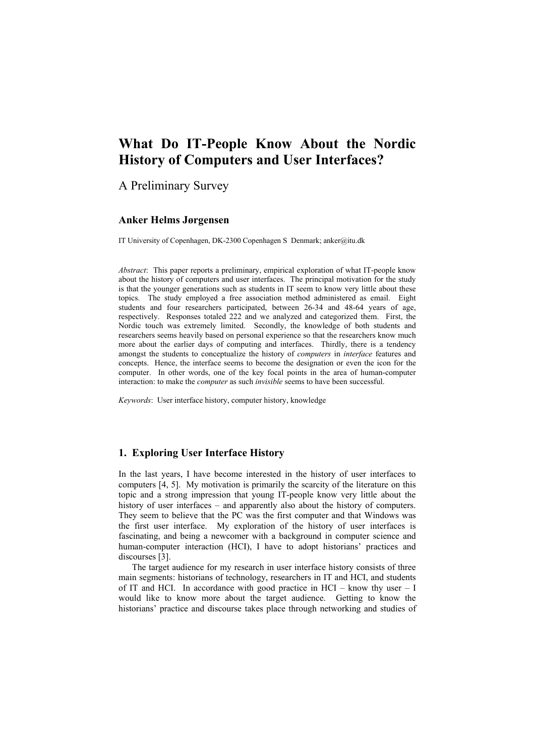# What Do IT-People Know About the Nordic History of Computers and User Interfaces?

## A Preliminary Survey

**Anker Helms Jørgensen**

IT University of Copenhagen, DK-2300 Copenhagen S Denmark; anker@itu.dk

*Abstract*: This paper reports a preliminary, empirical exploration of what IT-people know about the history of computers and user interfaces. The principal motivation for the study is that the younger generations such as students in IT seem to know very little about these topics. The study employed a free association method administered as email. Eight students and four researchers participated, between 26-34 and 48-64 years of age, respectively. Responses totaled 222 and we analyzed and categorized them. First, the Nordic touch was extremely limited. Secondly, the knowledge of both students and researchers seems heavily based on personal experience so that the researchers know much more about the earlier days of computing and interfaces. Thirdly, there is a tendency amongst the students to conceptualize the history of *computers* in *interface* features and concepts. Hence, the interface seems to become the designation or even the icon for the computer. In other words, one of the key focal points in the area of human-computer interaction: to make the *computer* as such *invisible* seems to have been successful.

*Keywords*: User interface history, computer history, knowledge

## 1. Exploring User Interface History

In the last years, I have become interested in the history of user interfaces to computers [4, 5]. My motivation is primarily the scarcity of the literature on this topic and a strong impression that young IT-people know very little about the history of user interfaces – and apparently also about the history of computers. They seem to believe that the PC was the first computer and that Windows was the first user interface. My exploration of the history of user interfaces is fascinating, and being a newcomer with a background in computer science and human-computer interaction (HCI), I have to adopt historians' practices and discourses [3].

The target audience for my research in user interface history consists of three main segments: historians of technology, researchers in IT and HCI, and students of IT and HCI. In accordance with good practice in HCI – know thy user – I would like to know more about the target audience. Getting to know the historians' practice and discourse takes place through networking and studies of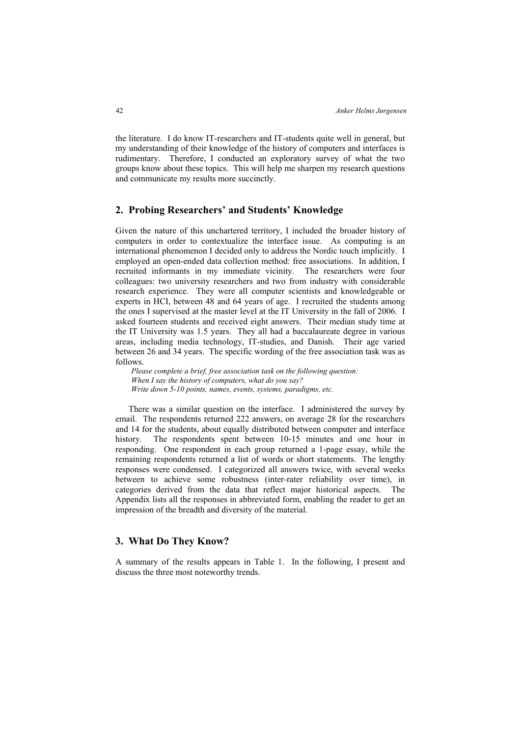the literature. I do know IT-researchers and IT-students quite well in general, but my understanding of their knowledge of the history of computers and interfaces is rudimentary. Therefore, I conducted an exploratory survey of what the two groups know about these topics. This will help me sharpen my research questions and communicate my results more succinctly.

## 2. Probing Researchers' and Students' Knowledge

Given the nature of this unchartered territory, I included the broader history of computers in order to contextualize the interface issue. As computing is an international phenomenon I decided only to address the Nordic touch implicitly. I employed an open-ended data collection method: free associations. In addition, I recruited informants in my immediate vicinity. The researchers were four colleagues: two university researchers and two from industry with considerable research experience. They were all computer scientists and knowledgeable or experts in HCI, between 48 and 64 years of age. I recruited the students among the ones I supervised at the master level at the IT University in the fall of 2006. I asked fourteen students and received eight answers. Their median study time at the IT University was 1.5 years. They all had a baccalaureate degree in various areas, including media technology, IT-studies, and Danish. Their age varied between 26 and 34 years. The specific wording of the free association task was as follows.

*Please complete a brief, free association task on the following question:*
*When I say the history of computers, what do you say?*
*Write down 5-10 points, names, events, systems, paradigms, etc.*

There was a similar question on the interface. I administered the survey by email. The respondents returned 222 answers, on average 28 for the researchers and 14 for the students, about equally distributed between computer and interface history. The respondents spent between 10-15 minutes and one hour in responding. One respondent in each group returned a 1-page essay, while the remaining respondents returned a list of words or short statements. The lengthy responses were condensed. I categorized all answers twice, with several weeks between to achieve some robustness (inter-rater reliability over time), in categories derived from the data that reflect major historical aspects. The Appendix lists all the responses in abbreviated form, enabling the reader to get an impression of the breadth and diversity of the material.

## 3. What Do They Know?

A summary of the results appears in Table 1. In the following, I present and discuss the three most noteworthy trends.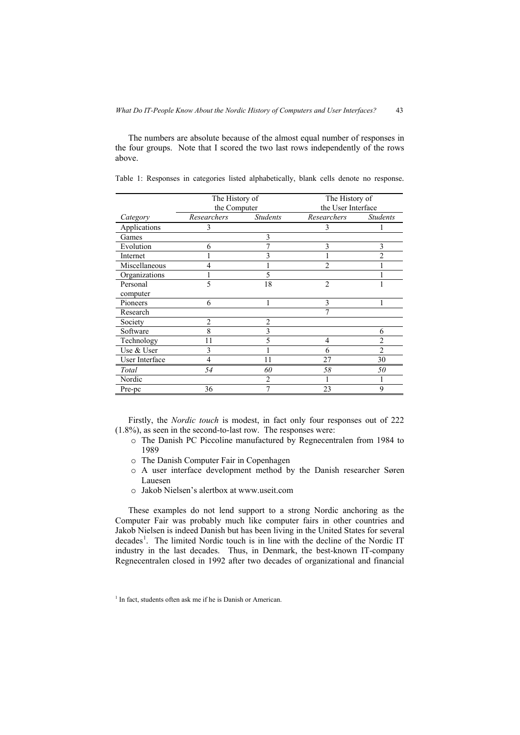The numbers are absolute because of the almost equal number of responses in the four groups. Note that I scored the two last rows independently of the rows above.

Table 1: Responses in categories listed alphabetically, blank cells denote no response.

| | The History of the Computer | | The History of the User Interface | |
|---|---|---|---|---|
| *Category* | *Researchers* | *Students* | *Researchers* | *Students* |
| Applications | 3 | | 3 | 1 |
| Games | | 3 | | |
| Evolution | 6 | 7 | 3 | 3 |
| Internet | 1 | 3 | 1 | 2 |
| Miscellaneous | 4 | 1 | 2 | 1 |
| Organizations | 1 | 5 | | 1 |
| Personal computer | 5 | 18 | 2 | 1 |
| Pioneers | 6 | 1 | 3 | 1 |
| Research | | | 7 | |
| Society | 2 | 2 | | |
| Software | 8 | 3 | | 6 |
| Technology | 11 | 5 | 4 | 2 |
| Use & User | 3 | 1 | 6 | 2 |
| User Interface | 4 | 11 | 27 | 30 |
| *Total* | *54* | *60* | *58* | *50* |
| Nordic | | 2 | 1 | 1 |
| Pre-pc | 36 | 7 | 23 | 9 |

Firstly, the *Nordic touch* is modest, in fact only four responses out of 222 (1.8%), as seen in the second-to-last row. The responses were:

- The Danish PC Piccoline manufactured by Regnecentralen from 1984 to 1989
- The Danish Computer Fair in Copenhagen
- A user interface development method by the Danish researcher Søren Lauesen
- Jakob Nielsen's alertbox at www.useit.com

These examples do not lend support to a strong Nordic anchoring as the Computer Fair was probably much like computer fairs in other countries and Jakob Nielsen is indeed Danish but has been living in the United States for several decades[1]. The limited Nordic touch is in line with the decline of the Nordic IT industry in the last decades. Thus, in Denmark, the best-known IT-company Regnecentralen closed in 1992 after two decades of organizational and financial

[1] In fact, students often ask me if he is Danish or American.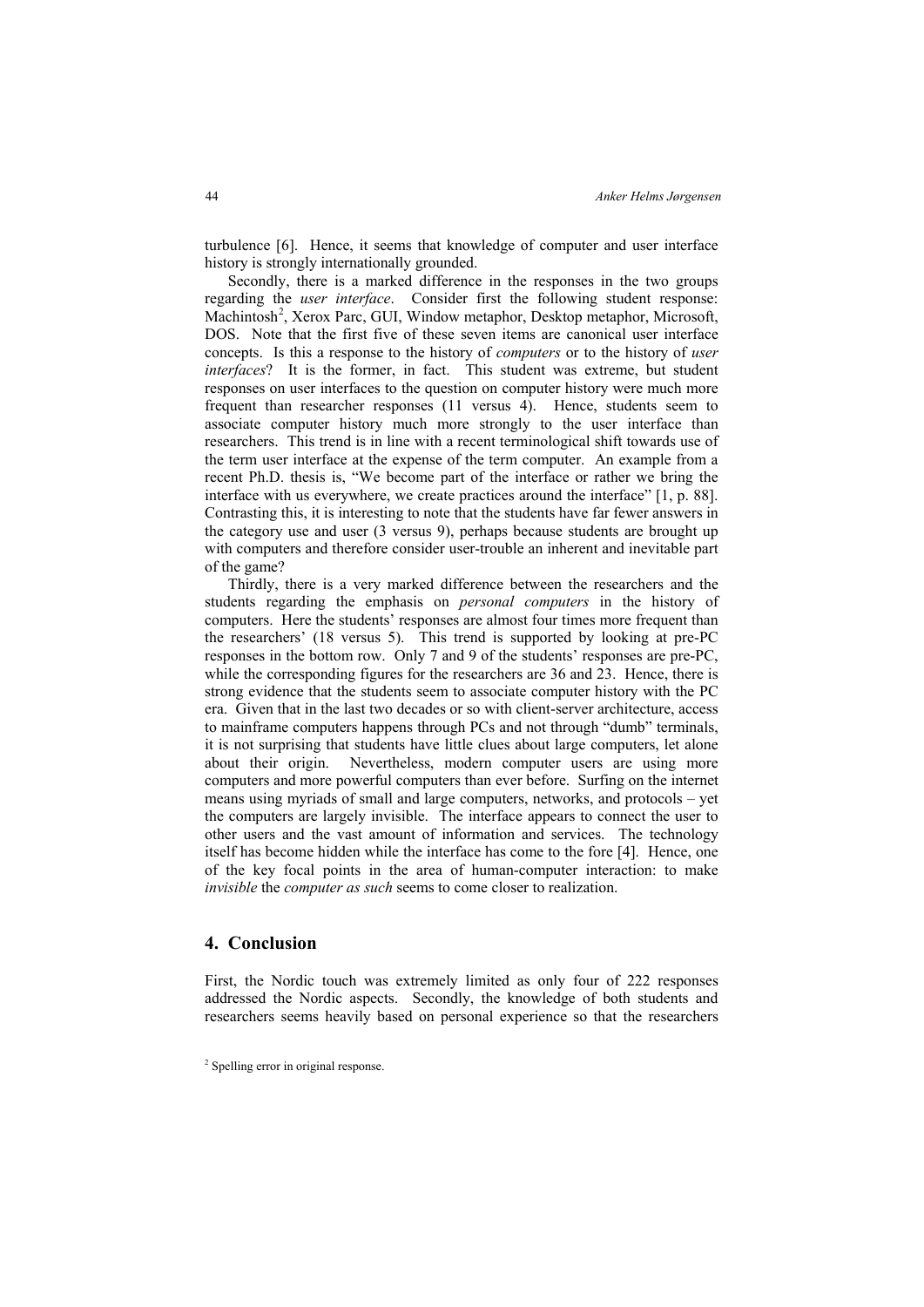turbulence [6]. Hence, it seems that knowledge of computer and user interface history is strongly internationally grounded.

Secondly, there is a marked difference in the responses in the two groups regarding the *user interface*. Consider first the following student response: Machintosh[2], Xerox Parc, GUI, Window metaphor, Desktop metaphor, Microsoft, DOS. Note that the first five of these seven items are canonical user interface concepts. Is this a response to the history of *computers* or to the history of *user interfaces*? It is the former, in fact. This student was extreme, but student responses on user interfaces to the question on computer history were much more frequent than researcher responses (11 versus 4). Hence, students seem to associate computer history much more strongly to the user interface than researchers. This trend is in line with a recent terminological shift towards use of the term user interface at the expense of the term computer. An example from a recent Ph.D. thesis is, "We become part of the interface or rather we bring the interface with us everywhere, we create practices around the interface" [1, p. 88]. Contrasting this, it is interesting to note that the students have far fewer answers in the category use and user (3 versus 9), perhaps because students are brought up with computers and therefore consider user-trouble an inherent and inevitable part of the game?

Thirdly, there is a very marked difference between the researchers and the students regarding the emphasis on *personal computers* in the history of computers. Here the students' responses are almost four times more frequent than the researchers' (18 versus 5). This trend is supported by looking at pre-PC responses in the bottom row. Only 7 and 9 of the students' responses are pre-PC, while the corresponding figures for the researchers are 36 and 23. Hence, there is strong evidence that the students seem to associate computer history with the PC era. Given that in the last two decades or so with client-server architecture, access to mainframe computers happens through PCs and not through "dumb" terminals, it is not surprising that students have little clues about large computers, let alone about their origin. Nevertheless, modern computer users are using more computers and more powerful computers than ever before. Surfing on the internet means using myriads of small and large computers, networks, and protocols – yet the computers are largely invisible. The interface appears to connect the user to other users and the vast amount of information and services. The technology itself has become hidden while the interface has come to the fore [4]. Hence, one of the key focal points in the area of human-computer interaction: to make *invisible* the *computer as such* seems to come closer to realization.

## 4. Conclusion

First, the Nordic touch was extremely limited as only four of 222 responses addressed the Nordic aspects. Secondly, the knowledge of both students and researchers seems heavily based on personal experience so that the researchers

[2] Spelling error in original response.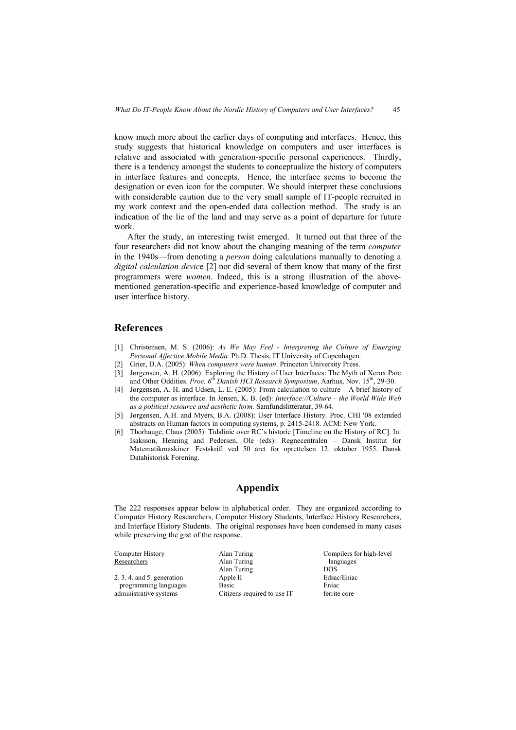know much more about the earlier days of computing and interfaces. Hence, this study suggests that historical knowledge on computers and user interfaces is relative and associated with generation-specific personal experiences. Thirdly, there is a tendency amongst the students to conceptualize the history of computers in interface features and concepts. Hence, the interface seems to become the designation or even icon for the computer. We should interpret these conclusions with considerable caution due to the very small sample of IT-people recruited in my work context and the open-ended data collection method. The study is an indication of the lie of the land and may serve as a point of departure for future work.

After the study, an interesting twist emerged. It turned out that three of the four researchers did not know about the changing meaning of the term *computer* in the 1940s—from denoting a *person* doing calculations manually to denoting a *digital calculation devic*e [2] nor did several of them know that many of the first programmers were *women*. Indeed, this is a strong illustration of the above-mentioned generation-specific and experience-based knowledge of computer and user interface history.

## References

[1] Christensen, M. S. (2006): *As We May Feel - Interpreting the Culture of Emerging Personal Affective Mobile Media.* Ph.D. Thesis, IT University of Copenhagen.

[2] Grier, D.A. (2005): *When computers were human*. Princeton University Press.

[3] Jørgensen, A. H. (2006): Exploring the History of User Interfaces: The Myth of Xerox Parc and Other Oddities. *Proc. 6th Danish HCI Research Symposium*, Aarhus, Nov. 15th, 29-30.

[4] Jørgensen, A. H. and Udsen, L. E. (2005): From calculation to culture – A brief history of the computer as interface. In Jensen, K. B. (ed): *Interface://Culture – the World Wide Web as a political resource and aesthetic form.* Samfundslitteratur, 39-64.

[5] Jørgensen, A.H. and Myers, B.A. (2008): User Interface History. Proc. CHI '08 extended abstracts on Human factors in computing systems, p. 2415-2418. ACM: New York.

[6] Thorhauge, Claus (2005): Tidslinie over RC's historie [Timeline on the History of RC]. In: Isaksson, Henning and Pedersen, Ole (eds): Regnecentralen – Dansk Institut for Matematikmaskiner. Festskrift ved 50 året for oprettelsen 12. oktober 1955. Dansk Datahistorisk Forening.

## Appendix

The 222 responses appear below in alphabetical order. They are organized according to Computer History Researchers, Computer History Students, Interface History Researchers, and Interface History Students. The original responses have been condensed in many cases while preserving the gist of the response.

Computer History Researchers

2. 3. 4. and 5. generation programming languages
administrative systems
Alan Turing
Alan Turing
Alan Turing
Apple II
Basic
Citizens required to use IT
Compilers for high-level languages
DOS
Edsac/Eniac
Eniac
ferrite core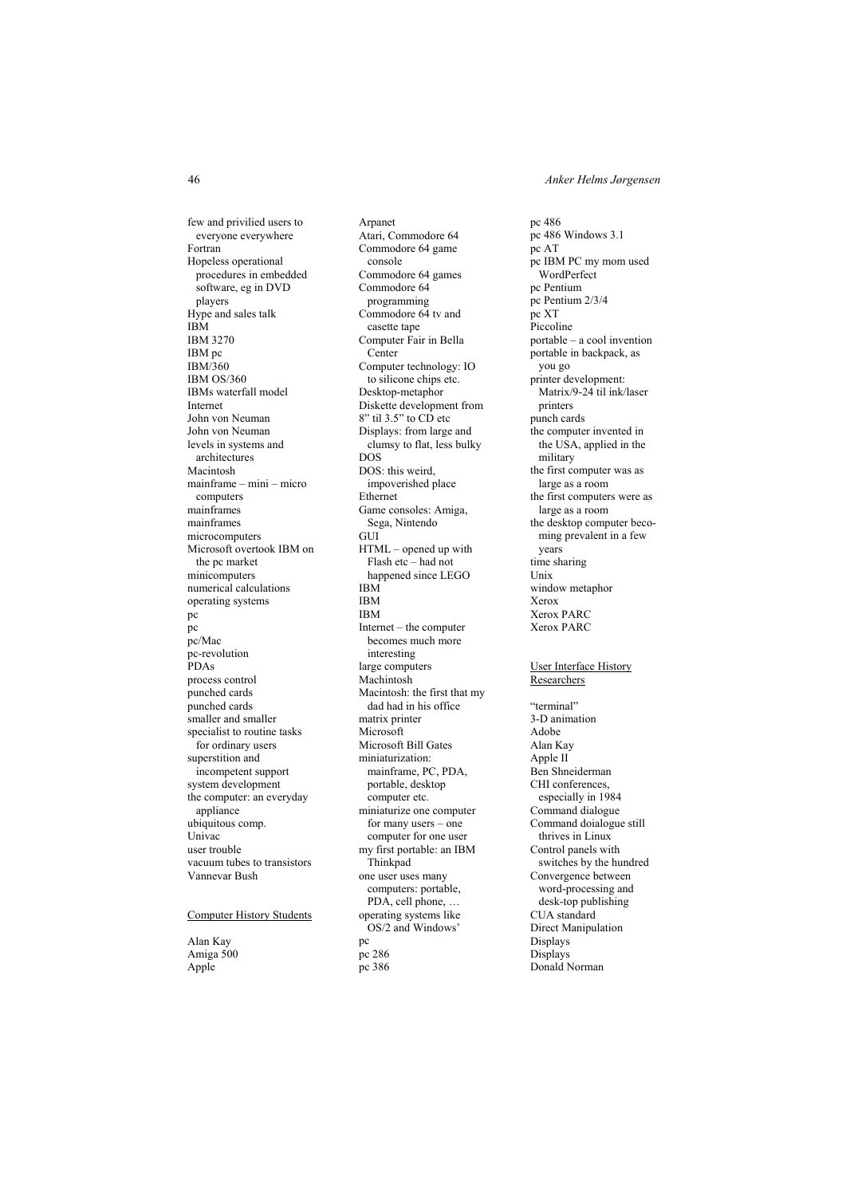few and privilied users to everyone everywhere
Fortran
Hopeless operational procedures in embedded software, eg in DVD players
Hype and sales talk
IBM
IBM 3270
IBM pc
IBM/360
IBM OS/360
IBMs waterfall model
Internet
John von Neuman
John von Neuman
levels in systems and architectures
Macintosh
mainframe – mini – micro computers
mainframes
mainframes
microcomputers
Microsoft overtook IBM on the pc market
minicomputers
numerical calculations
operating systems
pc
pc
pc/Mac
pc-revolution
PDAs
process control
punched cards
punched cards
smaller and smaller
specialist to routine tasks for ordinary users
superstition and incompetent support
system development
the computer: an everyday appliance
ubiquitous comp.
Univac
user trouble
vacuum tubes to transistors
Vannevar Bush

<u>Computer History Students</u>

Alan Kay
Amiga 500
Apple
Arpanet
Atari, Commodore 64
Commodore 64 game console
Commodore 64 games
Commodore 64 programming
Commodore 64 tv and casette tape
Computer Fair in Bella Center
Computer technology: IO to silicone chips etc.
Desktop-metaphor
Diskette development from 8" til 3.5" to CD etc
Displays: from large and clumsy to flat, less bulky
DOS
DOS: this weird, impoverished place
Ethernet
Game consoles: Amiga, Sega, Nintendo
GUI
HTML – opened up with Flash etc – had not happened since LEGO
IBM
IBM
IBM
Internet – the computer becomes much more interesting
large computers
Machintosh
Macintosh: the first that my dad had in his office
matrix printer
Microsoft
Microsoft Bill Gates
miniaturization: mainframe, PC, PDA, portable, desktop computer etc.
miniaturize one computer for many users – one computer for one user
my first portable: an IBM Thinkpad
one user uses many computers: portable, PDA, cell phone, …
operating systems like OS/2 and Windows'
pc
pc 286
pc 386
pc 486
pc 486 Windows 3.1
pc AT
pc IBM PC my mom used WordPerfect
pc Pentium
pc Pentium 2/3/4
pc XT
Piccoline
portable – a cool invention
portable in backpack, as you go
printer development: Matrix/9-24 til ink/laser printers
punch cards
the computer invented in the USA, applied in the military
the first computer was as large as a room
the first computers were as large as a room
the desktop computer becoming prevalent in a few years
time sharing
Unix
window metaphor
Xerox
Xerox PARC
Xerox PARC

<u>User Interface History Researchers</u>

"terminal"
3-D animation
Adobe
Alan Kay
Apple II
Ben Shneiderman
CHI conferences, especially in 1984
Command dialogue
Command doialogue still thrives in Linux
Control panels with switches by the hundred
Convergence between word-processing and desk-top publishing
CUA standard
Direct Manipulation
Displays
Displays
Donald Norman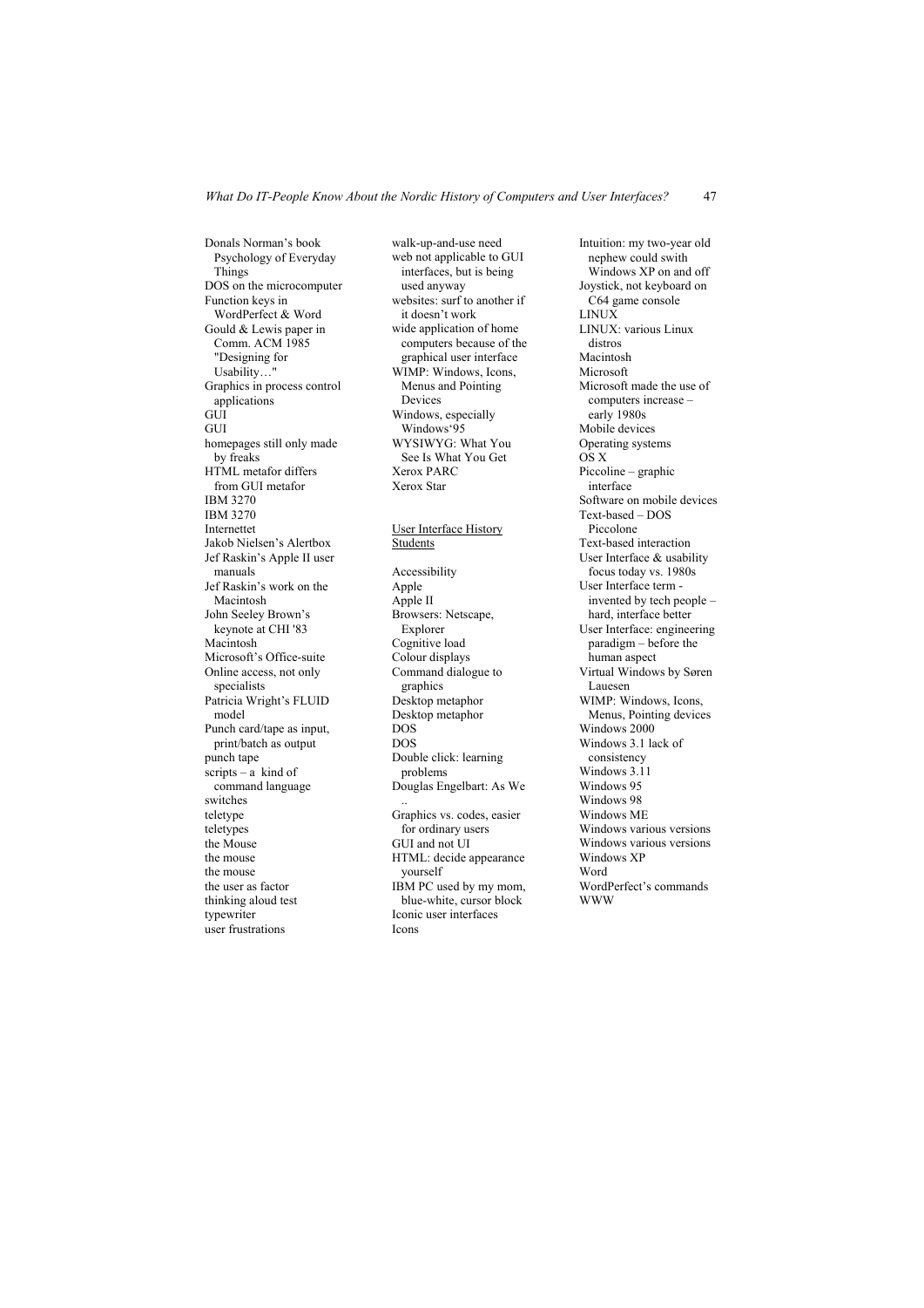Donals Norman's book Psychology of Everyday Things
DOS on the microcomputer
Function keys in WordPerfect & Word
Gould & Lewis paper in Comm. ACM 1985 "Designing for Usability…"
Graphics in process control applications
GUI
GUI
homepages still only made by freaks
HTML metafor differs from GUI metafor
IBM 3270
IBM 3270
Internettet
Jakob Nielsen's Alertbox
Jef Raskin's Apple II user manuals
Jef Raskin's work on the Macintosh
John Seeley Brown's keynote at CHI '83
Macintosh
Microsoft's Office-suite
Online access, not only specialists
Patricia Wright's FLUID model
Punch card/tape as input, print/batch as output
punch tape
scripts – a kind of command language
switches
teletype
teletypes
the Mouse
the mouse
the mouse
the user as factor
thinking aloud test
typewriter
user frustrations
walk-up-and-use need
web not applicable to GUI interfaces, but is being used anyway
websites: surf to another if it doesn't work
wide application of home computers because of the graphical user interface
WIMP: Windows, Icons, Menus and Pointing Devices
Windows, especially Windows'95
WYSIWYG: What You See Is What You Get
Xerox PARC
Xerox Star

User Interface History Students

Accessibility
Apple
Apple II
Browsers: Netscape, Explorer
Cognitive load
Colour displays
Command dialogue to graphics
Desktop metaphor
Desktop metaphor
DOS
DOS
Double click: learning problems
Douglas Engelbart: As We ..
Graphics vs. codes, easier for ordinary users
GUI and not UI
HTML: decide appearance yourself
IBM PC used by my mom, blue-white, cursor block
Iconic user interfaces
Icons
Intuition: my two-year old nephew could swith Windows XP on and off
Joystick, not keyboard on C64 game console
LINUX
LINUX: various Linux distros
Macintosh
Microsoft
Microsoft made the use of computers increase – early 1980s
Mobile devices
Operating systems
OS X
Piccoline – graphic interface
Software on mobile devices
Text-based – DOS Piccolone
Text-based interaction
User Interface & usability focus today vs. 1980s
User Interface term - invented by tech people – hard, interface better
User Interface: engineering paradigm – before the human aspect
Virtual Windows by Søren Lauesen
WIMP: Windows, Icons, Menus, Pointing devices
Windows 2000
Windows 3.1 lack of consistency
Windows 3.11
Windows 95
Windows 98
Windows ME
Windows various versions
Windows various versions
Windows XP
Word
WordPerfect's commands
WWW